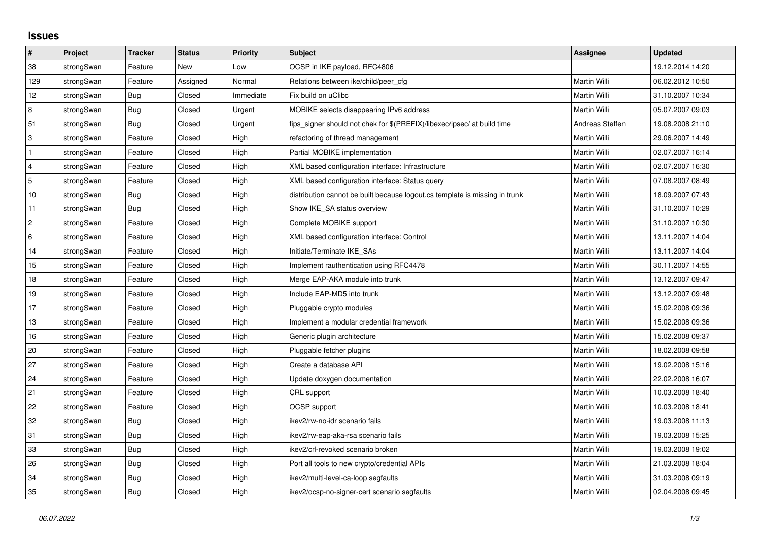# Issues

| # | Project | Tracker | Status | Priority | Subject | Assignee | Updated |
|---|---|---|---|---|---|---|---|
| 38 | strongSwan | Feature | New | Low | OCSP in IKE payload, RFC4806 | | 19.12.2014 14:20 |
| 129 | strongSwan | Feature | Assigned | Normal | Relations between ike/child/peer_cfg | Martin Willi | 06.02.2012 10:50 |
| 12 | strongSwan | Bug | Closed | Immediate | Fix build on uClibc | Martin Willi | 31.10.2007 10:34 |
| 8 | strongSwan | Bug | Closed | Urgent | MOBIKE selects disappearing IPv6 address | Martin Willi | 05.07.2007 09:03 |
| 51 | strongSwan | Bug | Closed | Urgent | fips_signer should not chek for $(PREFIX)/libexec/ipsec/ at build time | Andreas Steffen | 19.08.2008 21:10 |
| 3 | strongSwan | Feature | Closed | High | refactoring of thread management | Martin Willi | 29.06.2007 14:49 |
| 1 | strongSwan | Feature | Closed | High | Partial MOBIKE implementation | Martin Willi | 02.07.2007 16:14 |
| 4 | strongSwan | Feature | Closed | High | XML based configuration interface: Infrastructure | Martin Willi | 02.07.2007 16:30 |
| 5 | strongSwan | Feature | Closed | High | XML based configuration interface: Status query | Martin Willi | 07.08.2007 08:49 |
| 10 | strongSwan | Bug | Closed | High | distribution cannot be built because logout.cs template is missing in trunk | Martin Willi | 18.09.2007 07:43 |
| 11 | strongSwan | Bug | Closed | High | Show IKE_SA status overview | Martin Willi | 31.10.2007 10:29 |
| 2 | strongSwan | Feature | Closed | High | Complete MOBIKE support | Martin Willi | 31.10.2007 10:30 |
| 6 | strongSwan | Feature | Closed | High | XML based configuration interface: Control | Martin Willi | 13.11.2007 14:04 |
| 14 | strongSwan | Feature | Closed | High | Initiate/Terminate IKE_SAs | Martin Willi | 13.11.2007 14:04 |
| 15 | strongSwan | Feature | Closed | High | Implement rauthentication using RFC4478 | Martin Willi | 30.11.2007 14:55 |
| 18 | strongSwan | Feature | Closed | High | Merge EAP-AKA module into trunk | Martin Willi | 13.12.2007 09:47 |
| 19 | strongSwan | Feature | Closed | High | Include EAP-MD5 into trunk | Martin Willi | 13.12.2007 09:48 |
| 17 | strongSwan | Feature | Closed | High | Pluggable crypto modules | Martin Willi | 15.02.2008 09:36 |
| 13 | strongSwan | Feature | Closed | High | Implement a modular credential framework | Martin Willi | 15.02.2008 09:36 |
| 16 | strongSwan | Feature | Closed | High | Generic plugin architecture | Martin Willi | 15.02.2008 09:37 |
| 20 | strongSwan | Feature | Closed | High | Pluggable fetcher plugins | Martin Willi | 18.02.2008 09:58 |
| 27 | strongSwan | Feature | Closed | High | Create a database API | Martin Willi | 19.02.2008 15:16 |
| 24 | strongSwan | Feature | Closed | High | Update doxygen documentation | Martin Willi | 22.02.2008 16:07 |
| 21 | strongSwan | Feature | Closed | High | CRL support | Martin Willi | 10.03.2008 18:40 |
| 22 | strongSwan | Feature | Closed | High | OCSP support | Martin Willi | 10.03.2008 18:41 |
| 32 | strongSwan | Bug | Closed | High | ikev2/rw-no-idr scenario fails | Martin Willi | 19.03.2008 11:13 |
| 31 | strongSwan | Bug | Closed | High | ikev2/rw-eap-aka-rsa scenario fails | Martin Willi | 19.03.2008 15:25 |
| 33 | strongSwan | Bug | Closed | High | ikev2/crl-revoked scenario broken | Martin Willi | 19.03.2008 19:02 |
| 26 | strongSwan | Bug | Closed | High | Port all tools to new crypto/credential APIs | Martin Willi | 21.03.2008 18:04 |
| 34 | strongSwan | Bug | Closed | High | ikev2/multi-level-ca-loop segfaults | Martin Willi | 31.03.2008 09:19 |
| 35 | strongSwan | Bug | Closed | High | ikev2/ocsp-no-signer-cert scenario segfaults | Martin Willi | 02.04.2008 09:45 |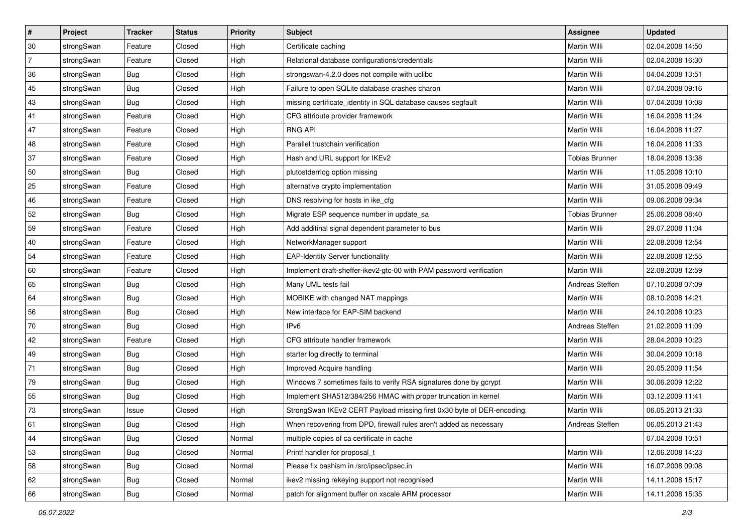| # | Project | Tracker | Status | Priority | Subject | Assignee | Updated |
|---|---|---|---|---|---|---|---|
| 30 | strongSwan | Feature | Closed | High | Certificate caching | Martin Willi | 02.04.2008 14:50 |
| 7 | strongSwan | Feature | Closed | High | Relational database configurations/credentials | Martin Willi | 02.04.2008 16:30 |
| 36 | strongSwan | Bug | Closed | High | strongswan-4.2.0 does not compile with uclibc | Martin Willi | 04.04.2008 13:51 |
| 45 | strongSwan | Bug | Closed | High | Failure to open SQLite database crashes charon | Martin Willi | 07.04.2008 09:16 |
| 43 | strongSwan | Bug | Closed | High | missing certificate_identity in SQL database causes segfault | Martin Willi | 07.04.2008 10:08 |
| 41 | strongSwan | Feature | Closed | High | CFG attribute provider framework | Martin Willi | 16.04.2008 11:24 |
| 47 | strongSwan | Feature | Closed | High | RNG API | Martin Willi | 16.04.2008 11:27 |
| 48 | strongSwan | Feature | Closed | High | Parallel trustchain verification | Martin Willi | 16.04.2008 11:33 |
| 37 | strongSwan | Feature | Closed | High | Hash and URL support for IKEv2 | Tobias Brunner | 18.04.2008 13:38 |
| 50 | strongSwan | Bug | Closed | High | plutostderrlog option missing | Martin Willi | 11.05.2008 10:10 |
| 25 | strongSwan | Feature | Closed | High | alternative crypto implementation | Martin Willi | 31.05.2008 09:49 |
| 46 | strongSwan | Feature | Closed | High | DNS resolving for hosts in ike_cfg | Martin Willi | 09.06.2008 09:34 |
| 52 | strongSwan | Bug | Closed | High | Migrate ESP sequence number in update_sa | Tobias Brunner | 25.06.2008 08:40 |
| 59 | strongSwan | Feature | Closed | High | Add additinal signal dependent parameter to bus | Martin Willi | 29.07.2008 11:04 |
| 40 | strongSwan | Feature | Closed | High | NetworkManager support | Martin Willi | 22.08.2008 12:54 |
| 54 | strongSwan | Feature | Closed | High | EAP-Identity Server functionality | Martin Willi | 22.08.2008 12:55 |
| 60 | strongSwan | Feature | Closed | High | Implement draft-sheffer-ikev2-gtc-00 with PAM password verification | Martin Willi | 22.08.2008 12:59 |
| 65 | strongSwan | Bug | Closed | High | Many UML tests fail | Andreas Steffen | 07.10.2008 07:09 |
| 64 | strongSwan | Bug | Closed | High | MOBIKE with changed NAT mappings | Martin Willi | 08.10.2008 14:21 |
| 56 | strongSwan | Bug | Closed | High | New interface for EAP-SIM backend | Martin Willi | 24.10.2008 10:23 |
| 70 | strongSwan | Bug | Closed | High | IPv6 | Andreas Steffen | 21.02.2009 11:09 |
| 42 | strongSwan | Feature | Closed | High | CFG attribute handler framework | Martin Willi | 28.04.2009 10:23 |
| 49 | strongSwan | Bug | Closed | High | starter log directly to terminal | Martin Willi | 30.04.2009 10:18 |
| 71 | strongSwan | Bug | Closed | High | Improved Acquire handling | Martin Willi | 20.05.2009 11:54 |
| 79 | strongSwan | Bug | Closed | High | Windows 7 sometimes fails to verify RSA signatures done by gcrypt | Martin Willi | 30.06.2009 12:22 |
| 55 | strongSwan | Bug | Closed | High | Implement SHA512/384/256 HMAC with proper truncation in kernel | Martin Willi | 03.12.2009 11:41 |
| 73 | strongSwan | Issue | Closed | High | StrongSwan IKEv2 CERT Payload missing first 0x30 byte of DER-encoding. | Martin Willi | 06.05.2013 21:33 |
| 61 | strongSwan | Bug | Closed | High | When recovering from DPD, firewall rules aren't added as necessary | Andreas Steffen | 06.05.2013 21:43 |
| 44 | strongSwan | Bug | Closed | Normal | multiple copies of ca certificate in cache | | 07.04.2008 10:51 |
| 53 | strongSwan | Bug | Closed | Normal | Printf handler for proposal_t | Martin Willi | 12.06.2008 14:23 |
| 58 | strongSwan | Bug | Closed | Normal | Please fix bashism in /src/ipsec/ipsec.in | Martin Willi | 16.07.2008 09:08 |
| 62 | strongSwan | Bug | Closed | Normal | ikev2 missing rekeying support not recognised | Martin Willi | 14.11.2008 15:17 |
| 66 | strongSwan | Bug | Closed | Normal | patch for alignment buffer on xscale ARM processor | Martin Willi | 14.11.2008 15:35 |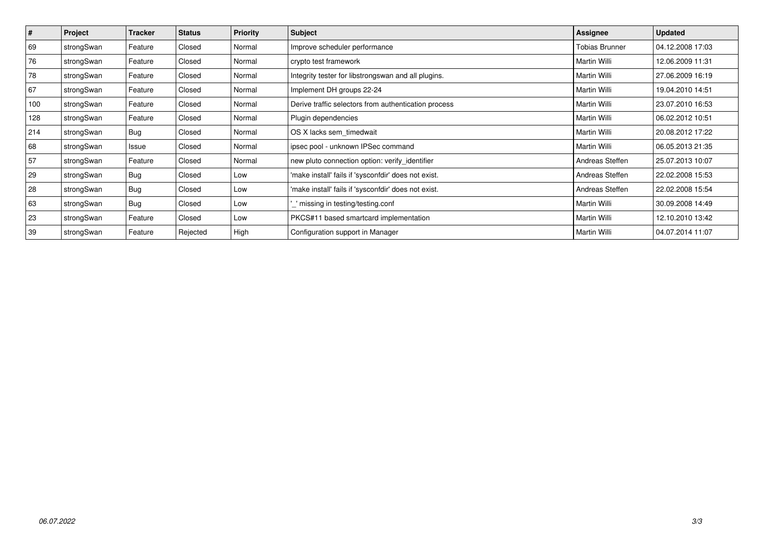| # | Project | Tracker | Status | Priority | Subject | Assignee | Updated |
|---|---|---|---|---|---|---|---|
| 69 | strongSwan | Feature | Closed | Normal | Improve scheduler performance | Tobias Brunner | 04.12.2008 17:03 |
| 76 | strongSwan | Feature | Closed | Normal | crypto test framework | Martin Willi | 12.06.2009 11:31 |
| 78 | strongSwan | Feature | Closed | Normal | Integrity tester for libstrongswan and all plugins. | Martin Willi | 27.06.2009 16:19 |
| 67 | strongSwan | Feature | Closed | Normal | Implement DH groups 22-24 | Martin Willi | 19.04.2010 14:51 |
| 100 | strongSwan | Feature | Closed | Normal | Derive traffic selectors from authentication process | Martin Willi | 23.07.2010 16:53 |
| 128 | strongSwan | Feature | Closed | Normal | Plugin dependencies | Martin Willi | 06.02.2012 10:51 |
| 214 | strongSwan | Bug | Closed | Normal | OS X lacks sem_timedwait | Martin Willi | 20.08.2012 17:22 |
| 68 | strongSwan | Issue | Closed | Normal | ipsec pool - unknown IPSec command | Martin Willi | 06.05.2013 21:35 |
| 57 | strongSwan | Feature | Closed | Normal | new pluto connection option: verify_identifier | Andreas Steffen | 25.07.2013 10:07 |
| 29 | strongSwan | Bug | Closed | Low | 'make install' fails if 'sysconfdir' does not exist. | Andreas Steffen | 22.02.2008 15:53 |
| 28 | strongSwan | Bug | Closed | Low | 'make install' fails if 'sysconfdir' does not exist. | Andreas Steffen | 22.02.2008 15:54 |
| 63 | strongSwan | Bug | Closed | Low | '_' missing in testing/testing.conf | Martin Willi | 30.09.2008 14:49 |
| 23 | strongSwan | Feature | Closed | Low | PKCS#11 based smartcard implementation | Martin Willi | 12.10.2010 13:42 |
| 39 | strongSwan | Feature | Rejected | High | Configuration support in Manager | Martin Willi | 04.07.2014 11:07 |

*06.07.2022*